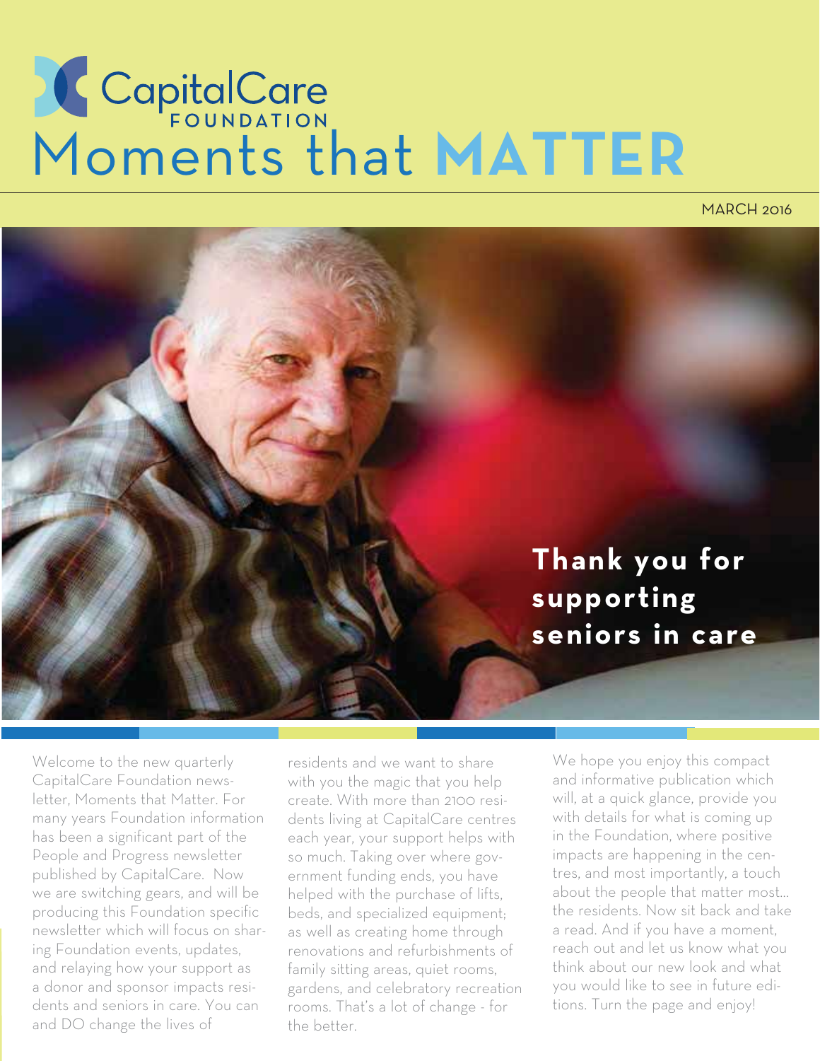# CapitalCare FOUNDATION

# Moments that MATTER

MARCH 2016

## Thank you for supporting seniors in care

Welcome to the new quarterly CapitalCare Foundation newsletter, Moments that Matter. For many years Foundation information has been a significant part of the People and Progress newsletter published by CapitalCare. Now we are switching gears, and will be producing this Foundation specific newsletter which will focus on sharing Foundation events, updates, and relaying how your support as a donor and sponsor impacts residents and seniors in care. You can and DO change the lives of residents and we want to share with you the magic that you help create. With more than 2100 residents living at CapitalCare centres each year, your support helps with so much. Taking over where government funding ends, you have helped with the purchase of lifts, beds, and specialized equipment; as well as creating home through renovations and refurbishments of family sitting areas, quiet rooms, gardens, and celebratory recreation rooms. That's a lot of change - for the better.

We hope you enjoy this compact and informative publication which will, at a quick glance, provide you with details for what is coming up in the Foundation, where positive impacts are happening in the centres, and most importantly, a touch about the people that matter most... the residents. Now sit back and take a read. And if you have a moment, reach out and let us know what you think about our new look and what you would like to see in future editions. Turn the page and enjoy!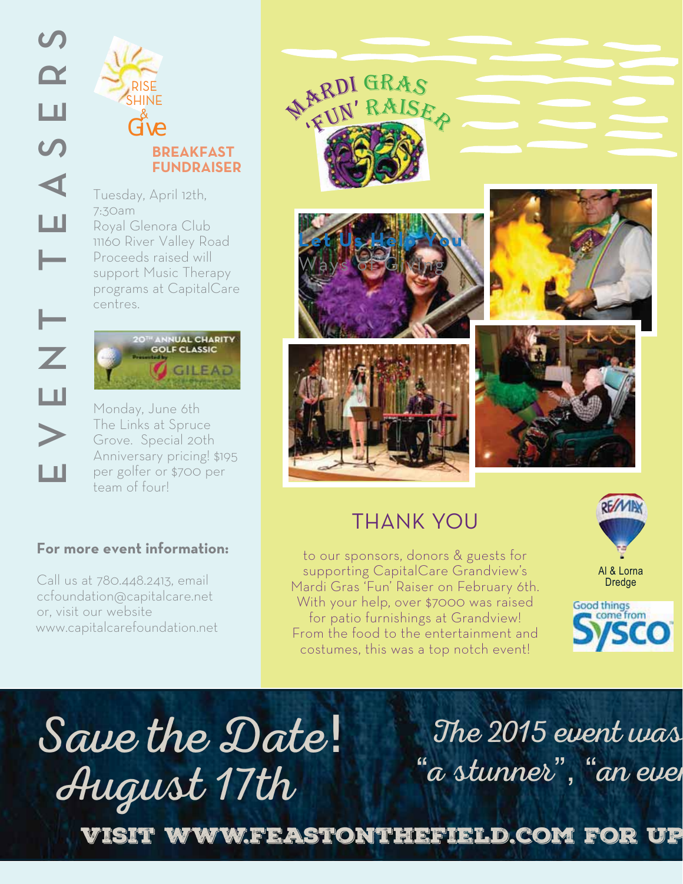# EVENT TEASERS

## RISE SHINE & Give

### BREAKFAST FUNDRAISER

Tuesday, April 12th, 7:30am
Royal Glenora Club
11160 River Valley Road
Proceeds raised will support Music Therapy programs at CapitalCare centres.

### 20TH ANNUAL CHARITY GOLF CLASSIC
Presented by GILEAD

Monday, June 6th
The Links at Spruce Grove. Special 20th Anniversary pricing! $195 per golfer or $700 per team of four!

**For more event information:**

Call us at 780.448.2413, email ccfoundation@capitalcare.net or, visit our website www.capitalcarefoundation.net

## MARDI GRAS 'FUN' RAISER

Let Us Help You
Ways of Giving

## THANK YOU

to our sponsors, donors & guests for supporting CapitalCare Grandview's Mardi Gras 'Fun' Raiser on February 6th. With your help, over $7000 was raised for patio furnishings at Grandview! From the food to the entertainment and costumes, this was a top notch event!

RE/MAX
Al & Lorna Dredge

Good things come from Sysco

## Save the Date! August 17th

The 2015 event was "a stunner", "an ever

VISIT WWW.FEASTONTHEFIELD.COM FOR UP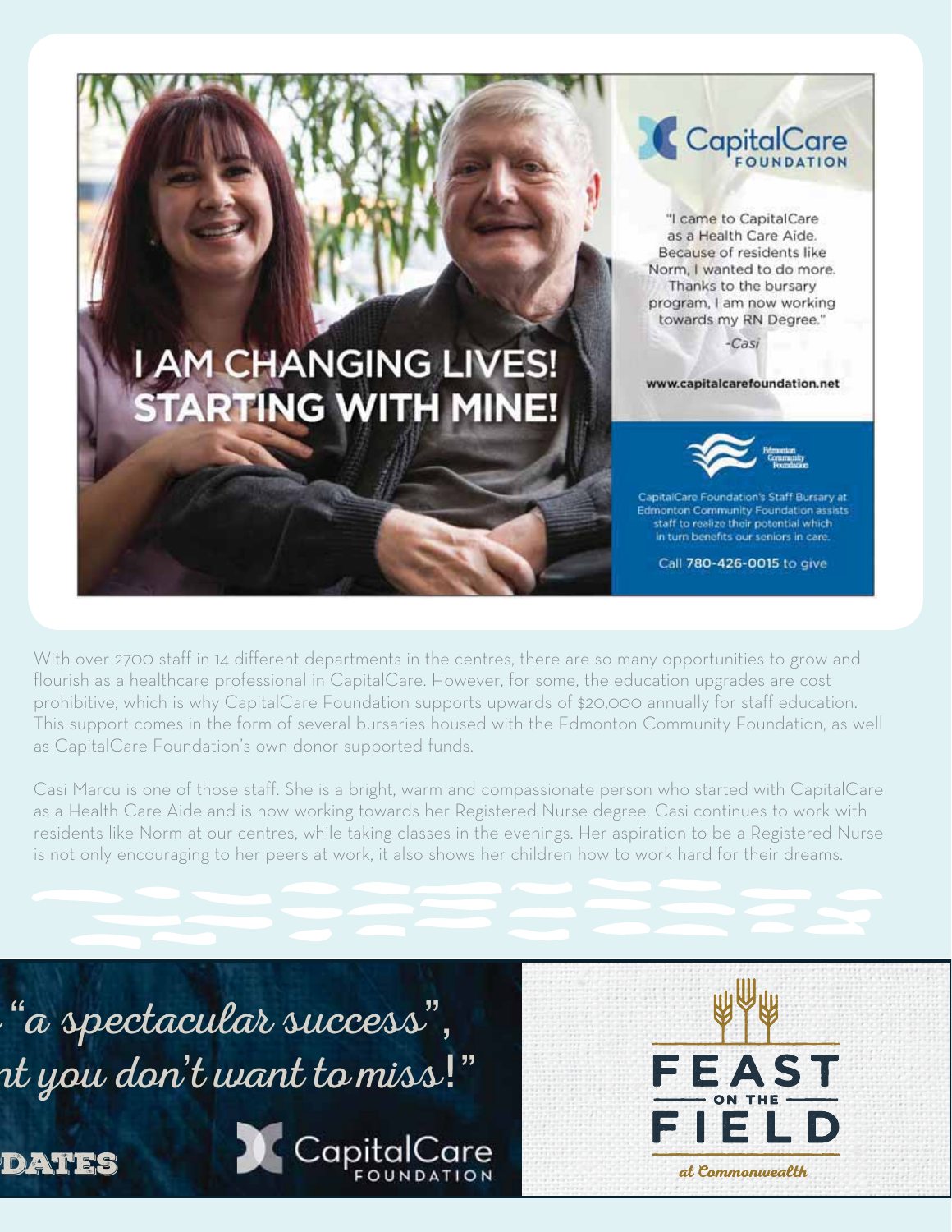# I AM CHANGING LIVES! STARTING WITH MINE!

CapitalCare FOUNDATION

"I came to CapitalCare as a Health Care Aide. Because of residents like Norm, I wanted to do more. Thanks to the bursary program, I am now working towards my RN Degree."

-Casi

www.capitalcarefoundation.net

Edmonton Community Foundation

CapitalCare Foundation's Staff Bursary at Edmonton Community Foundation assists staff to realize their potential which in turn benefits our seniors in care.

Call **780-426-0015** to give

With over 2700 staff in 14 different departments in the centres, there are so many opportunities to grow and flourish as a healthcare professional in CapitalCare. However, for some, the education upgrades are cost prohibitive, which is why CapitalCare Foundation supports upwards of $20,000 annually for staff education. This support comes in the form of several bursaries housed with the Edmonton Community Foundation, as well as CapitalCare Foundation's own donor supported funds.

Casi Marcu is one of those staff. She is a bright, warm and compassionate person who started with CapitalCare as a Health Care Aide and is now working towards her Registered Nurse degree. Casi continues to work with residents like Norm at our centres, while taking classes in the evenings. Her aspiration to be a Registered Nurse is not only encouraging to her peers at work, it also shows her children how to work hard for their dreams.

*"a spectacular success", ...t you don't want to miss!"*

DATES

CapitalCare FOUNDATION

FEAST ON THE FIELD

*at Commonwealth*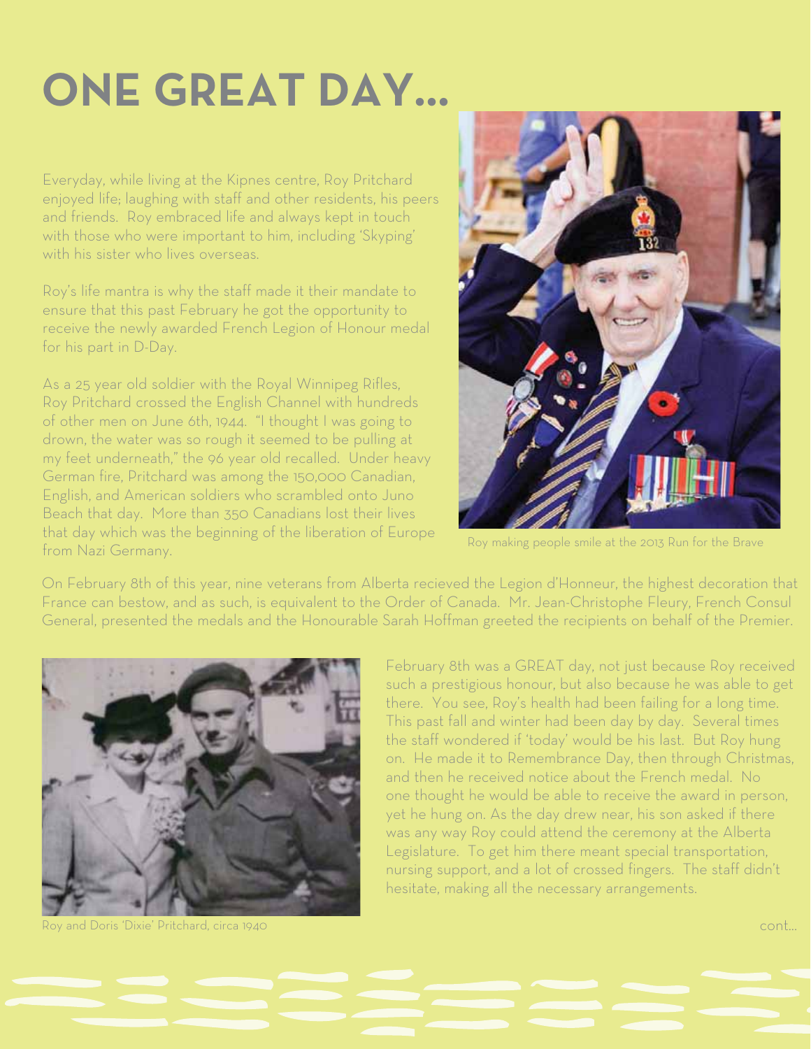# ONE GREAT DAY...

Everyday, while living at the Kipnes centre, Roy Pritchard enjoyed life; laughing with staff and other residents, his peers and friends. Roy embraced life and always kept in touch with those who were important to him, including 'Skyping' with his sister who lives overseas.

Roy's life mantra is why the staff made it their mandate to ensure that this past February he got the opportunity to receive the newly awarded French Legion of Honour medal for his part in D-Day.

As a 25 year old soldier with the Royal Winnipeg Rifles, Roy Pritchard crossed the English Channel with hundreds of other men on June 6th, 1944. "I thought I was going to drown, the water was so rough it seemed to be pulling at my feet underneath," the 96 year old recalled. Under heavy German fire, Pritchard was among the 150,000 Canadian, English, and American soldiers who scrambled onto Juno Beach that day. More than 350 Canadians lost their lives that day which was the beginning of the liberation of Europe from Nazi Germany.

Roy making people smile at the 2013 Run for the Brave

On February 8th of this year, nine veterans from Alberta recieved the Legion d'Honneur, the highest decoration that France can bestow, and as such, is equivalent to the Order of Canada. Mr. Jean-Christophe Fleury, French Consul General, presented the medals and the Honourable Sarah Hoffman greeted the recipients on behalf of the Premier.

Roy and Doris 'Dixie' Pritchard, circa 1940

February 8th was a GREAT day, not just because Roy received such a prestigious honour, but also because he was able to get there. You see, Roy's health had been failing for a long time. This past fall and winter had been day by day. Several times the staff wondered if 'today' would be his last. But Roy hung on. He made it to Remembrance Day, then through Christmas, and then he received notice about the French medal. No one thought he would be able to receive the award in person, yet he hung on. As the day drew near, his son asked if there was any way Roy could attend the ceremony at the Alberta Legislature. To get him there meant special transportation, nursing support, and a lot of crossed fingers. The staff didn't hesitate, making all the necessary arrangements.

cont...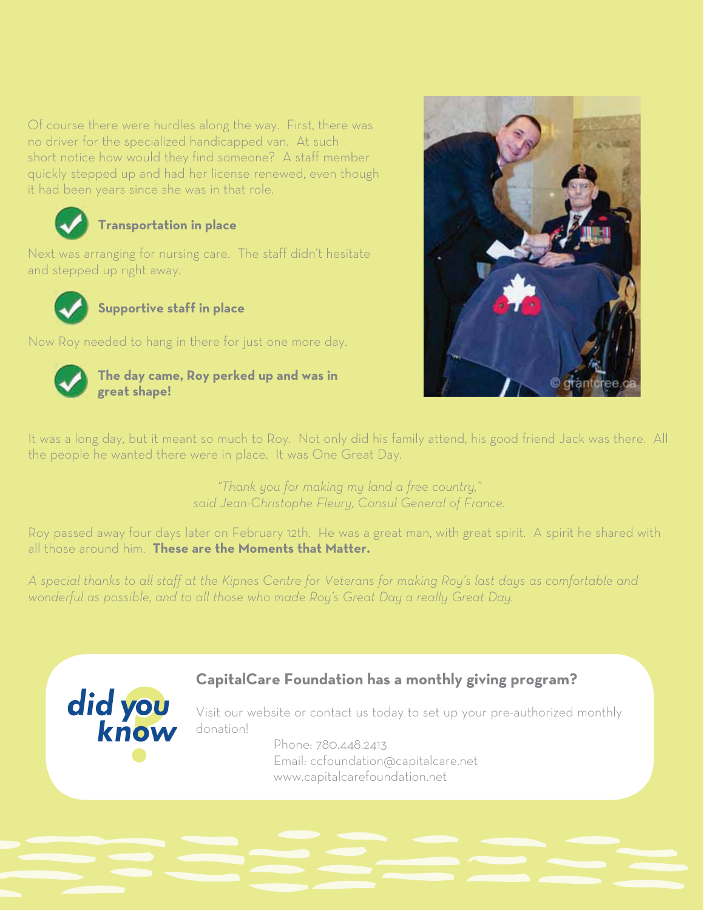Of course there were hurdles along the way. First, there was no driver for the specialized handicapped van. At such short notice how would they find someone? A staff member quickly stepped up and had her license renewed, even though it had been years since she was in that role.

✓ **Transportation in place**

Next was arranging for nursing care. The staff didn't hesitate and stepped up right away.

✓ **Supportive staff in place**

Now Roy needed to hang in there for just one more day.

✓ **The day came, Roy perked up and was in great shape!**

It was a long day, but it meant so much to Roy. Not only did his family attend, his good friend Jack was there. All the people he wanted there were in place. It was One Great Day.

*"Thank you for making my land a free country," said Jean-Christophe Fleury, Consul General of France.*

Roy passed away four days later on February 12th. He was a great man, with great spirit. A spirit he shared with all those around him. **These are the Moments that Matter.**

*A special thanks to all staff at the Kipnes Centre for Veterans for making Roy's last days as comfortable and wonderful as possible, and to all those who made Roy's Great Day a really Great Day.*

**did you know?**

**CapitalCare Foundation has a monthly giving program?**

Visit our website or contact us today to set up your pre-authorized monthly donation!

Phone: 780.448.2413
Email: ccfoundation@capitalcare.net
www.capitalcarefoundation.net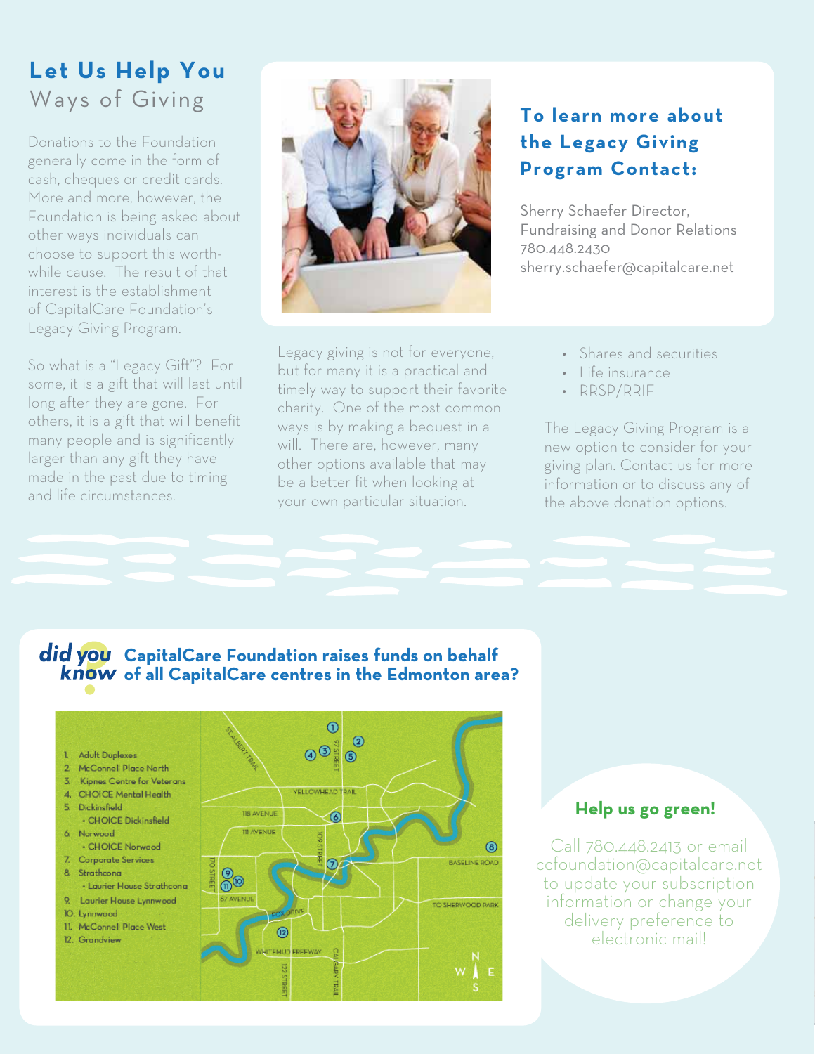## Let Us Help You

### Ways of Giving

Donations to the Foundation generally come in the form of cash, cheques or credit cards. More and more, however, the Foundation is being asked about other ways individuals can choose to support this worth-while cause. The result of that interest is the establishment of CapitalCare Foundation's Legacy Giving Program.

So what is a "Legacy Gift"? For some, it is a gift that will last until long after they are gone. For others, it is a gift that will benefit many people and is significantly larger than any gift they have made in the past due to timing and life circumstances.

### To learn more about the Legacy Giving Program Contact:

Sherry Schaefer Director,
Fundraising and Donor Relations
780.448.2430
sherry.schaefer@capitalcare.net

Legacy giving is not for everyone, but for many it is a practical and timely way to support their favorite charity. One of the most common ways is by making a bequest in a will. There are, however, many other options available that may be a better fit when looking at your own particular situation.

- Shares and securities
- Life insurance
- RRSP/RRIF

The Legacy Giving Program is a new option to consider for your giving plan. Contact us for more information or to discuss any of the above donation options.

**did you know?** CapitalCare Foundation raises funds on behalf of all CapitalCare centres in the Edmonton area?

1. Adult Duplexes
2. McConnell Place North
3. Kipnes Centre for Veterans
4. CHOICE Mental Health
5. Dickinsfield
   - CHOICE Dickinsfield
6. Norwood
   - CHOICE Norwood
7. Corporate Services
8. Strathcona
   - Laurier House Strathcona
9. Laurier House Lynnwood
10. Lynnwood
11. McConnell Place West
12. Grandview

### Help us go green!

Call 780.448.2413 or email ccfoundation@capitalcare.net to update your subscription information or change your delivery preference to electronic mail!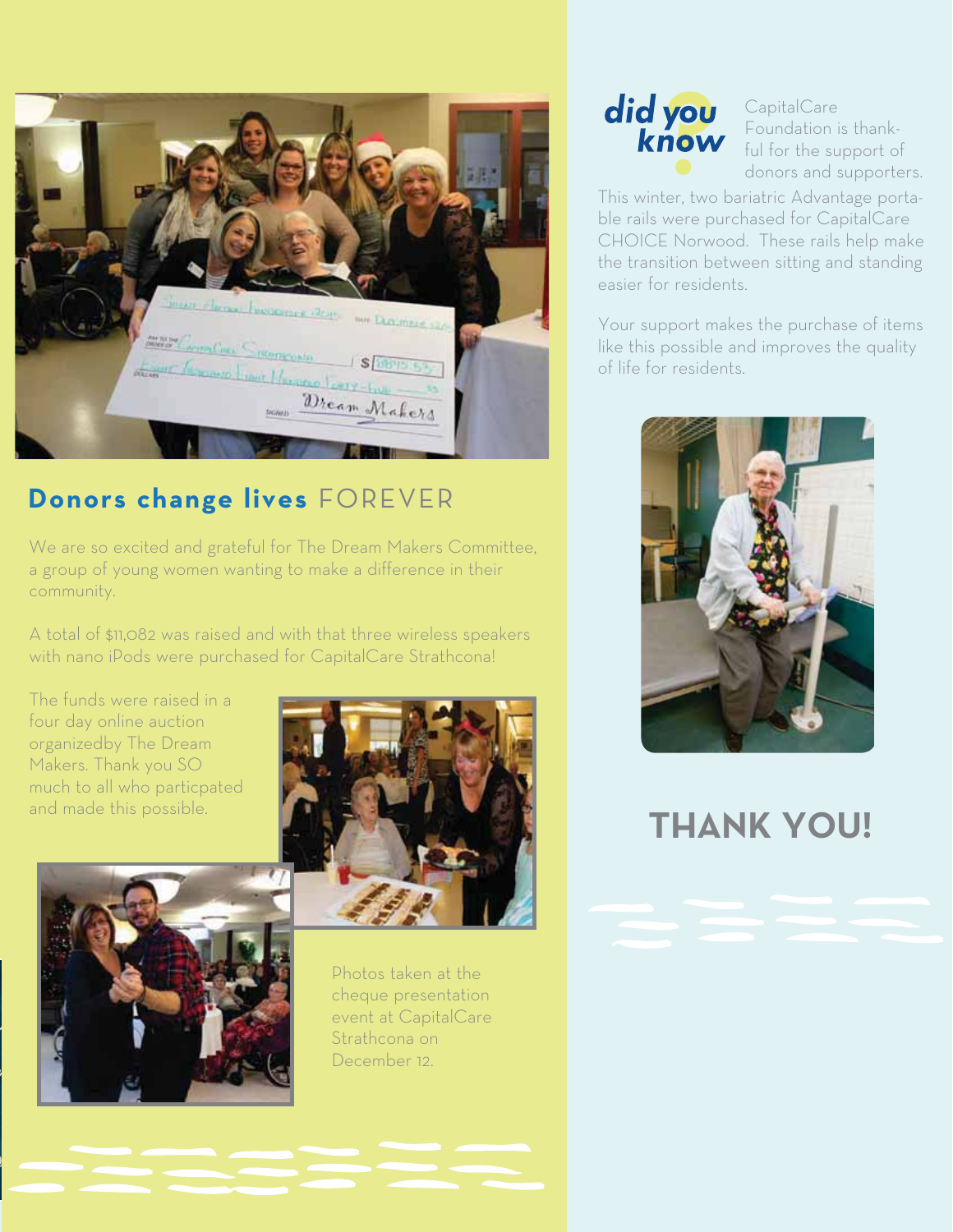## **Donors change lives** FOREVER

We are so excited and grateful for The Dream Makers Committee, a group of young women wanting to make a difference in their community.

A total of $11,082 was raised and with that three wireless speakers with nano iPods were purchased for CapitalCare Strathcona!

The funds were raised in a four day online auction organizedby The Dream Makers. Thank you SO much to all who particpated and made this possible.

Photos taken at the cheque presentation event at CapitalCare Strathcona on December 12.

## did you know

CapitalCare Foundation is thankful for the support of donors and supporters.

This winter, two bariatric Advantage portable rails were purchased for CapitalCare CHOICE Norwood. These rails help make the transition between sitting and standing easier for residents.

Your support makes the purchase of items like this possible and improves the quality of life for residents.

## THANK YOU!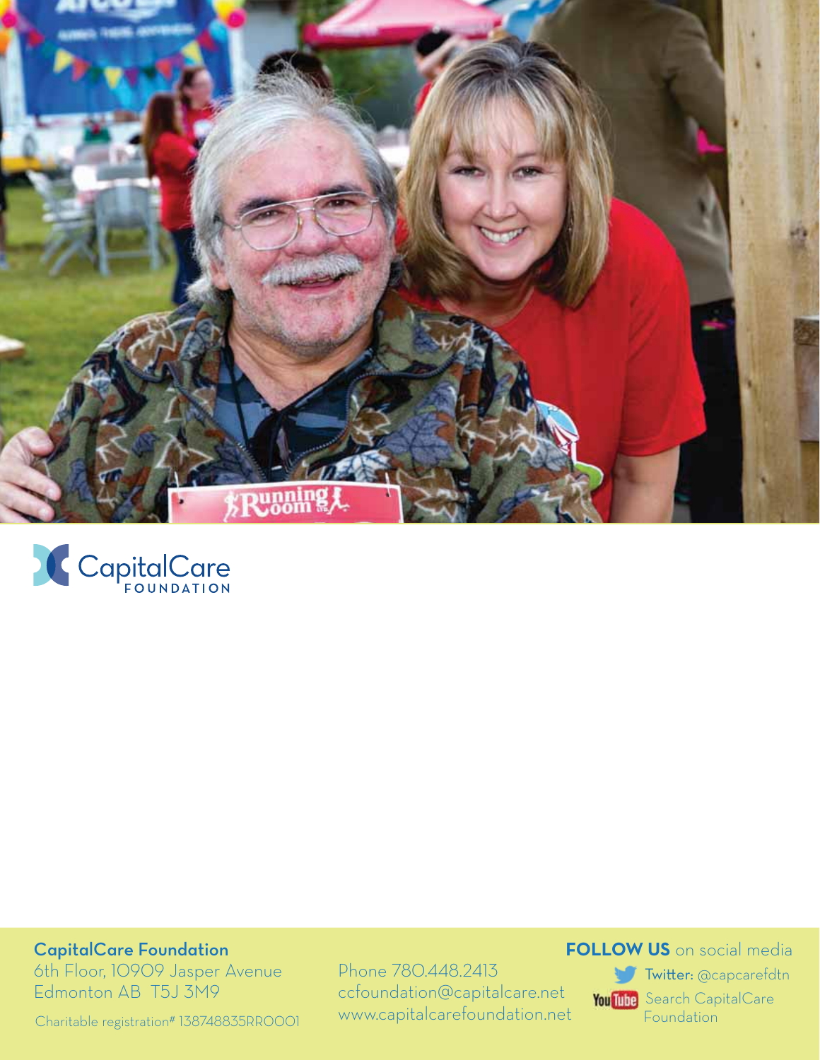CapitalCare FOUNDATION

**CapitalCare Foundation**
6th Floor, 10909 Jasper Avenue
Edmonton AB  T5J 3M9

Charitable registration# 138748835RR0001

Phone 780.448.2413
ccfoundation@capitalcare.net
www.capitalcarefoundation.net

**FOLLOW US** on social media

Twitter: @capcarefdtn

YouTube Search CapitalCare Foundation